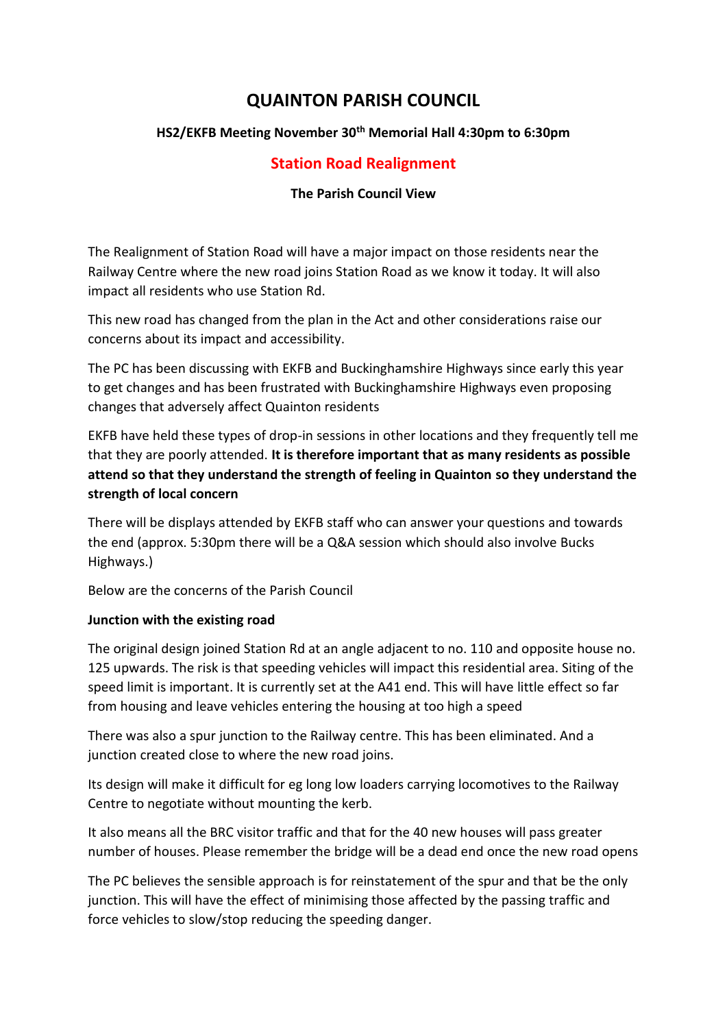# QUAINTON PARISH COUNCIL

### HS2/EKFB Meeting November 30th Memorial Hall 4:30pm to 6:30pm

## Station Road Realignment

### The Parish Council View

The Realignment of Station Road will have a major impact on those residents near the Railway Centre where the new road joins Station Road as we know it today. It will also impact all residents who use Station Rd.

This new road has changed from the plan in the Act and other considerations raise our concerns about its impact and accessibility.

The PC has been discussing with EKFB and Buckinghamshire Highways since early this year to get changes and has been frustrated with Buckinghamshire Highways even proposing changes that adversely affect Quainton residents

EKFB have held these types of drop-in sessions in other locations and they frequently tell me that they are poorly attended. **It is therefore important that as many residents as possible attend so that they understand the strength of feeling in Quainton so they understand the strength of local concern**

There will be displays attended by EKFB staff who can answer your questions and towards the end (approx. 5:30pm there will be a Q&A session which should also involve Bucks Highways.)

Below are the concerns of the Parish Council

**Junction with the existing road**

The original design joined Station Rd at an angle adjacent to no. 110 and opposite house no. 125 upwards. The risk is that speeding vehicles will impact this residential area. Siting of the speed limit is important. It is currently set at the A41 end. This will have little effect so far from housing and leave vehicles entering the housing at too high a speed

There was also a spur junction to the Railway centre. This has been eliminated. And a junction created close to where the new road joins.

Its design will make it difficult for eg long low loaders carrying locomotives to the Railway Centre to negotiate without mounting the kerb.

It also means all the BRC visitor traffic and that for the 40 new houses will pass greater number of houses. Please remember the bridge will be a dead end once the new road opens

The PC believes the sensible approach is for reinstatement of the spur and that be the only junction. This will have the effect of minimising those affected by the passing traffic and force vehicles to slow/stop reducing the speeding danger.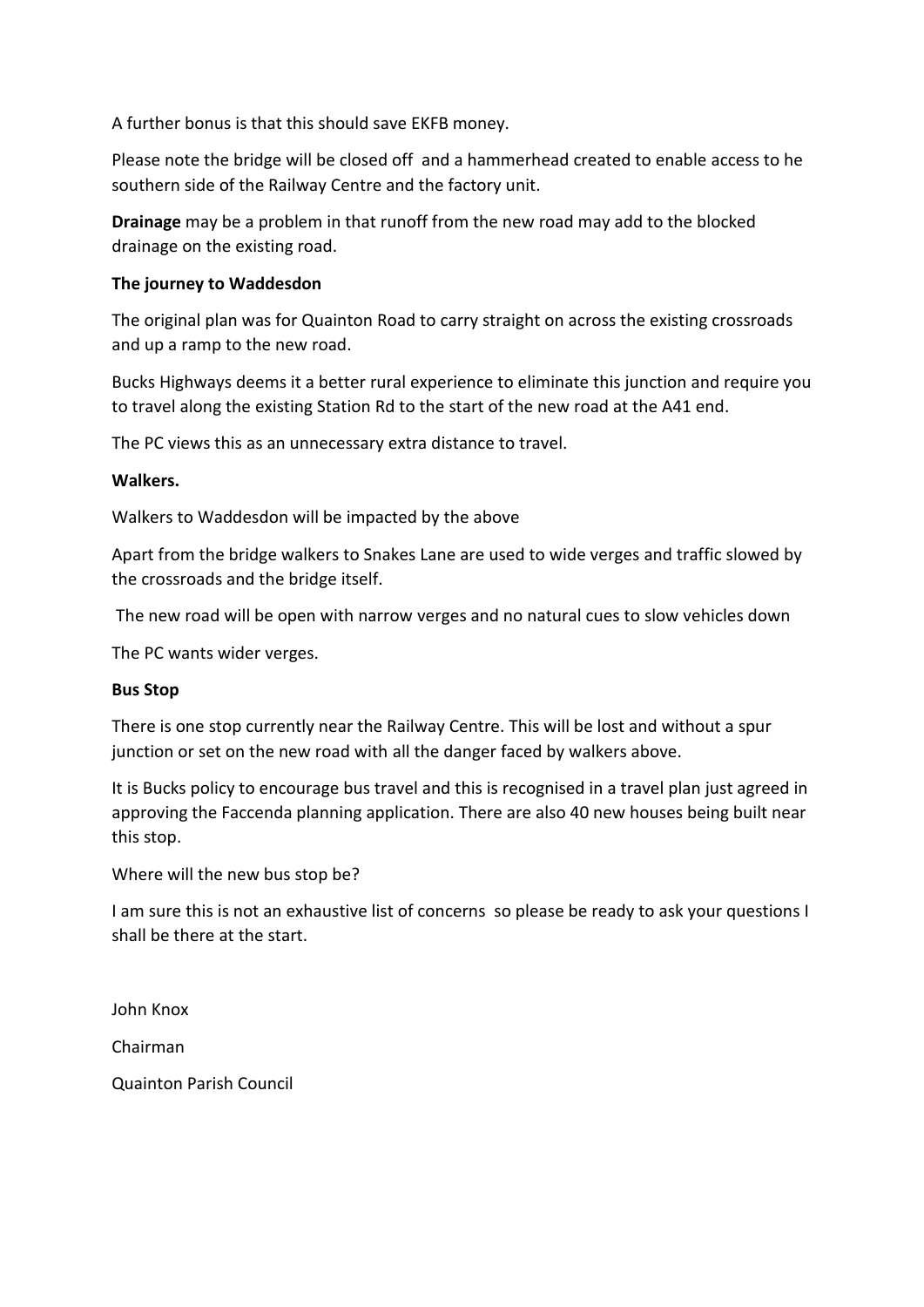A further bonus is that this should save EKFB money.

Please note the bridge will be closed off and a hammerhead created to enable access to he southern side of the Railway Centre and the factory unit.

**Drainage** may be a problem in that runoff from the new road may add to the blocked drainage on the existing road.

**The journey to Waddesdon**

The original plan was for Quainton Road to carry straight on across the existing crossroads and up a ramp to the new road.

Bucks Highways deems it a better rural experience to eliminate this junction and require you to travel along the existing Station Rd to the start of the new road at the A41 end.

The PC views this as an unnecessary extra distance to travel.

**Walkers.**

Walkers to Waddesdon will be impacted by the above

Apart from the bridge walkers to Snakes Lane are used to wide verges and traffic slowed by the crossroads and the bridge itself.

The new road will be open with narrow verges and no natural cues to slow vehicles down

The PC wants wider verges.

**Bus Stop**

There is one stop currently near the Railway Centre. This will be lost and without a spur junction or set on the new road with all the danger faced by walkers above.

It is Bucks policy to encourage bus travel and this is recognised in a travel plan just agreed in approving the Faccenda planning application. There are also 40 new houses being built near this stop.

Where will the new bus stop be?

I am sure this is not an exhaustive list of concerns so please be ready to ask your questions I shall be there at the start.

John Knox

Chairman

Quainton Parish Council